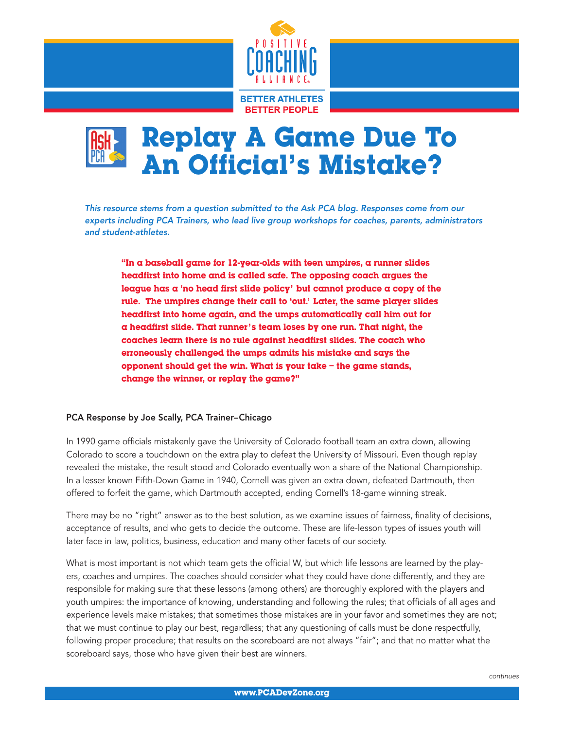POSITIVE COACHING ALLIANCE

BETTER ATHLETES
BETTER PEOPLE

# Replay A Game Due To An Official's Mistake?

*This resource stems from a question submitted to the Ask PCA blog. Responses come from our experts including PCA Trainers, who lead live group workshops for coaches, parents, administrators and student-athletes.*

> **"In a baseball game for 12-year-olds with teen umpires, a runner slides headfirst into home and is called safe. The opposing coach argues the league has a 'no head first slide policy' but cannot produce a copy of the rule. The umpires change their call to 'out.' Later, the same player slides headfirst into home again, and the umps automatically call him out for a headfirst slide. That runner's team loses by one run. That night, the coaches learn there is no rule against headfirst slides. The coach who erroneously challenged the umps admits his mistake and says the opponent should get the win. What is your take – the game stands, change the winner, or replay the game?"**

**PCA Response by Joe Scally, PCA Trainer–Chicago**

In 1990 game officials mistakenly gave the University of Colorado football team an extra down, allowing Colorado to score a touchdown on the extra play to defeat the University of Missouri. Even though replay revealed the mistake, the result stood and Colorado eventually won a share of the National Championship. In a lesser known Fifth-Down Game in 1940, Cornell was given an extra down, defeated Dartmouth, then offered to forfeit the game, which Dartmouth accepted, ending Cornell's 18-game winning streak.

There may be no "right" answer as to the best solution, as we examine issues of fairness, finality of decisions, acceptance of results, and who gets to decide the outcome. These are life-lesson types of issues youth will later face in law, politics, business, education and many other facets of our society.

What is most important is not which team gets the official W, but which life lessons are learned by the players, coaches and umpires. The coaches should consider what they could have done differently, and they are responsible for making sure that these lessons (among others) are thoroughly explored with the players and youth umpires: the importance of knowing, understanding and following the rules; that officials of all ages and experience levels make mistakes; that sometimes those mistakes are in your favor and sometimes they are not; that we must continue to play our best, regardless; that any questioning of calls must be done respectfully, following proper procedure; that results on the scoreboard are not always "fair"; and that no matter what the scoreboard says, those who have given their best are winners.

*continues*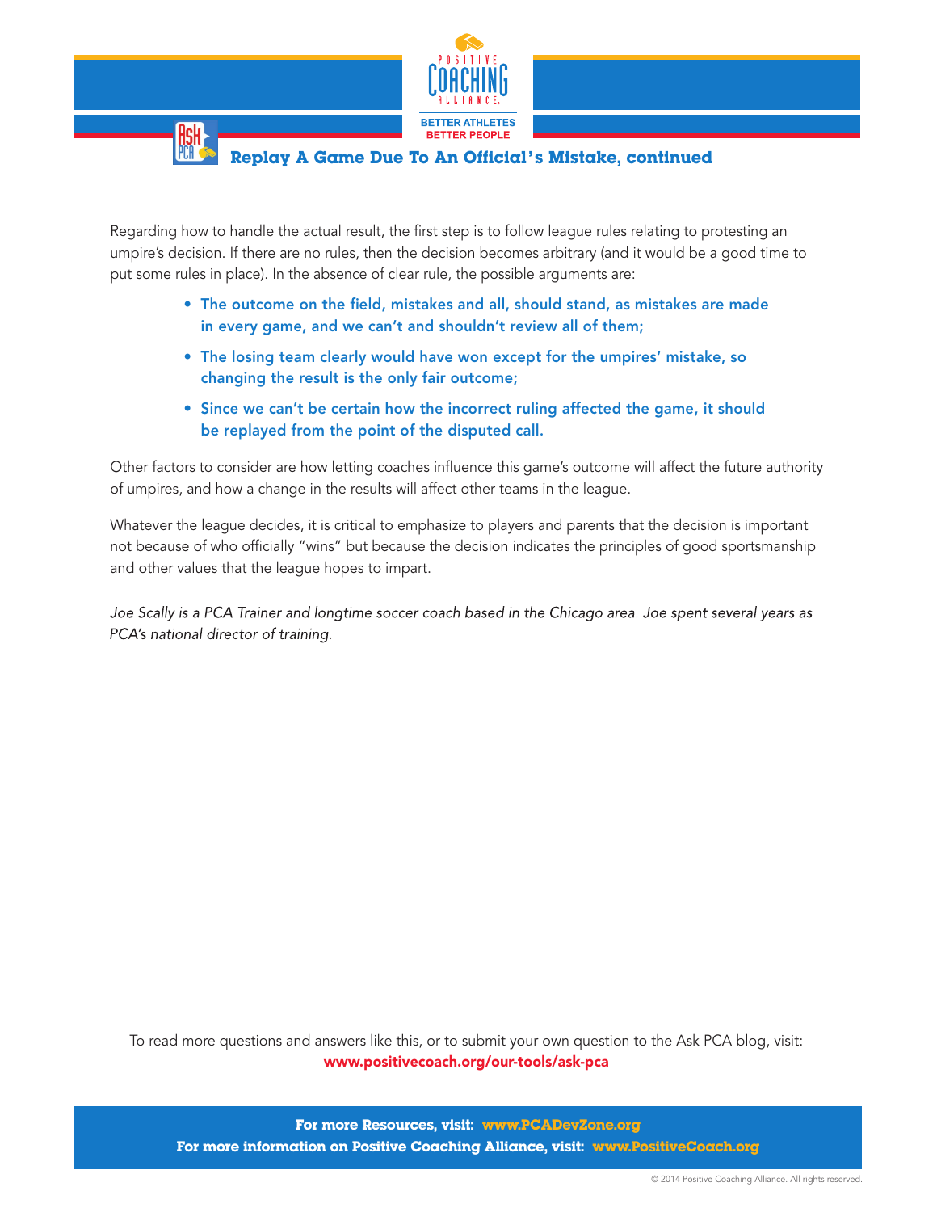## Replay A Game Due To An Official's Mistake, continued

Regarding how to handle the actual result, the first step is to follow league rules relating to protesting an umpire's decision. If there are no rules, then the decision becomes arbitrary (and it would be a good time to put some rules in place). In the absence of clear rule, the possible arguments are:

- **The outcome on the field, mistakes and all, should stand, as mistakes are made in every game, and we can't and shouldn't review all of them;**
- **The losing team clearly would have won except for the umpires' mistake, so changing the result is the only fair outcome;**
- **Since we can't be certain how the incorrect ruling affected the game, it should be replayed from the point of the disputed call.**

Other factors to consider are how letting coaches influence this game's outcome will affect the future authority of umpires, and how a change in the results will affect other teams in the league.

Whatever the league decides, it is critical to emphasize to players and parents that the decision is important not because of who officially "wins" but because the decision indicates the principles of good sportsmanship and other values that the league hopes to impart.

*Joe Scally is a PCA Trainer and longtime soccer coach based in the Chicago area. Joe spent several years as PCA's national director of training.*

To read more questions and answers like this, or to submit your own question to the Ask PCA blog, visit: **www.positivecoach.org/our-tools/ask-pca**

**For more Resources, visit: www.PCADevZone.org**
**For more information on Positive Coaching Alliance, visit: www.PositiveCoach.org**

© 2014 Positive Coaching Alliance. All rights reserved.